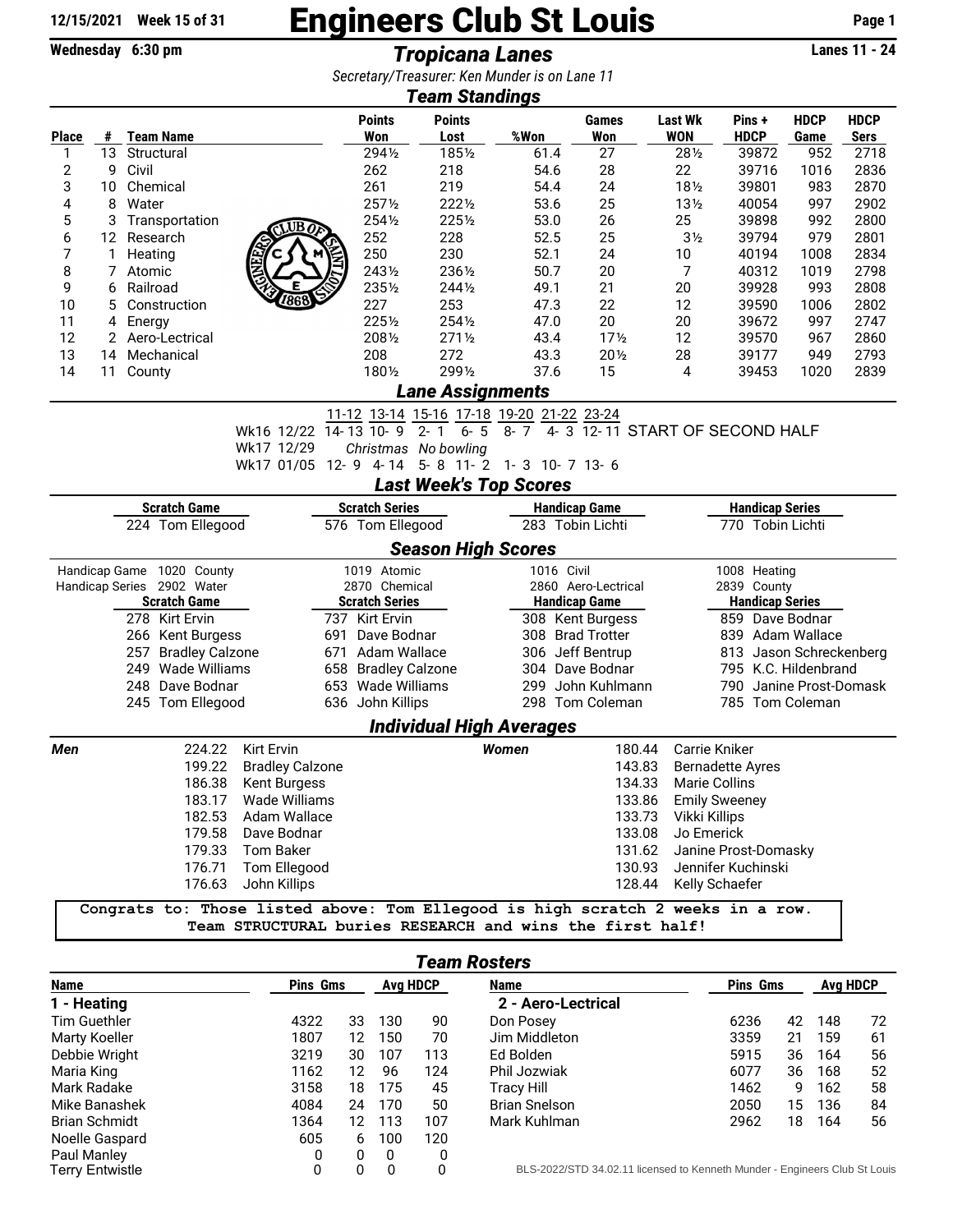12/15/2021 Week 15 of 31

# Engineers Club St Louis

Wednesday 6:30 pm

## Tropicana Lanes

Lanes 11 - 24

*Secretary/Treasurer: Ken Munder is on Lane 11*

### Team Standings

| Place | # | Team Name | Points Won | Points Lost | %Won | Games Won | Last Wk WON | Pins + HDCP | HDCP Game | HDCP Sers |
|---|---|---|---|---|---|---|---|---|---|---|
| 1 | 13 | Structural | 294½ | 185½ | 61.4 | 27 | 28½ | 39872 | 952 | 2718 |
| 2 | 9 | Civil | 262 | 218 | 54.6 | 28 | 22 | 39716 | 1016 | 2836 |
| 3 | 10 | Chemical | 261 | 219 | 54.4 | 24 | 18½ | 39801 | 983 | 2870 |
| 4 | 8 | Water | 257½ | 222½ | 53.6 | 25 | 13½ | 40054 | 997 | 2902 |
| 5 | 3 | Transportation | 254½ | 225½ | 53.0 | 26 | 25 | 39898 | 992 | 2800 |
| 6 | 12 | Research | 252 | 228 | 52.5 | 25 | 3½ | 39794 | 979 | 2801 |
| 7 | 1 | Heating | 250 | 230 | 52.1 | 24 | 10 | 40194 | 1008 | 2834 |
| 8 | 7 | Atomic | 243½ | 236½ | 50.7 | 20 | 7 | 40312 | 1019 | 2798 |
| 9 | 6 | Railroad | 235½ | 244½ | 49.1 | 21 | 20 | 39928 | 993 | 2808 |
| 10 | 5 | Construction | 227 | 253 | 47.3 | 22 | 12 | 39590 | 1006 | 2802 |
| 11 | 4 | Energy | 225½ | 254½ | 47.0 | 20 | 20 | 39672 | 997 | 2747 |
| 12 | 2 | Aero-Lectrical | 208½ | 271½ | 43.4 | 17½ | 12 | 39570 | 967 | 2860 |
| 13 | 14 | Mechanical | 208 | 272 | 43.3 | 20½ | 28 | 39177 | 949 | 2793 |
| 14 | 11 | County | 180½ | 299½ | 37.6 | 15 | 4 | 39453 | 1020 | 2839 |

### Lane Assignments

| | 11-12 | 13-14 | 15-16 | 17-18 | 19-20 | 21-22 | 23-24 | |
|---|---|---|---|---|---|---|---|---|
| Wk16 12/22 | 14-13 | 10-9 | 2-1 | 6-5 | 8-7 | 4-3 | 12-11 | START OF SECOND HALF |
| Wk17 12/29 | | Christmas | No bowling | | | | | |
| Wk17 01/05 | 12-9 | 4-14 | 5-8 | 11-2 | 1-3 | 10-7 | 13-6 | |

### Last Week's Top Scores

| Scratch Game | Scratch Series | Handicap Game | Handicap Series |
|---|---|---|---|
| 224 Tom Ellegood | 576 Tom Ellegood | 283 Tobin Lichti | 770 Tobin Lichti |

### Season High Scores

| | | | | |
|---|---|---|---|---|
| Handicap Game | 1020 County | 1019 Atomic | 1016 Civil | 1008 Heating |
| Handicap Series | 2902 Water | 2870 Chemical | 2860 Aero-Lectrical | 2839 County |

| Scratch Game | Scratch Series | Handicap Game | Handicap Series |
|---|---|---|---|
| 278 Kirt Ervin | 737 Kirt Ervin | 308 Kent Burgess | 859 Dave Bodnar |
| 266 Kent Burgess | 691 Dave Bodnar | 308 Brad Trotter | 839 Adam Wallace |
| 257 Bradley Calzone | 671 Adam Wallace | 306 Jeff Bentrup | 813 Jason Schreckenberg |
| 249 Wade Williams | 658 Bradley Calzone | 304 Dave Bodnar | 795 K.C. Hildenbrand |
| 248 Dave Bodnar | 653 Wade Williams | 299 John Kuhlmann | 790 Janine Prost-Domask |
| 245 Tom Ellegood | 636 John Killips | 298 Tom Coleman | 785 Tom Coleman |

### Individual High Averages

| Men | | Women | |
|---|---|---|---|
| 224.22 | Kirt Ervin | 180.44 | Carrie Kniker |
| 199.22 | Bradley Calzone | 143.83 | Bernadette Ayres |
| 186.38 | Kent Burgess | 134.33 | Marie Collins |
| 183.17 | Wade Williams | 133.86 | Emily Sweeney |
| 182.53 | Adam Wallace | 133.73 | Vikki Killips |
| 179.58 | Dave Bodnar | 133.08 | Jo Emerick |
| 179.33 | Tom Baker | 131.62 | Janine Prost-Domasky |
| 176.71 | Tom Ellegood | 130.93 | Jennifer Kuchinski |
| 176.63 | John Killips | 128.44 | Kelly Schaefer |

```
Congrats to: Those listed above: Tom Ellegood is high scratch 2 weeks in a row.
Team STRUCTURAL buries RESEARCH and wins the first half!
```

### Team Rosters

**1 - Heating**

| Name | Pins | Gms | Avg | HDCP |
|---|---|---|---|---|
| Tim Guethler | 4322 | 33 | 130 | 90 |
| Marty Koeller | 1807 | 12 | 150 | 70 |
| Debbie Wright | 3219 | 30 | 107 | 113 |
| Maria King | 1162 | 12 | 96 | 124 |
| Mark Radake | 3158 | 18 | 175 | 45 |
| Mike Banashek | 4084 | 24 | 170 | 50 |
| Brian Schmidt | 1364 | 12 | 113 | 107 |
| Noelle Gaspard | 605 | 6 | 100 | 120 |
| Paul Manley | 0 | 0 | 0 | 0 |
| Terry Entwistle | 0 | 0 | 0 | 0 |

**2 - Aero-Lectrical**

| Name | Pins | Gms | Avg | HDCP |
|---|---|---|---|---|
| Don Posey | 6236 | 42 | 148 | 72 |
| Jim Middleton | 3359 | 21 | 159 | 61 |
| Ed Bolden | 5915 | 36 | 164 | 56 |
| Phil Jozwiak | 6077 | 36 | 168 | 52 |
| Tracy Hill | 1462 | 9 | 162 | 58 |
| Brian Snelson | 2050 | 15 | 136 | 84 |
| Mark Kuhlman | 2962 | 18 | 164 | 56 |

BLS-2022/STD 34.02.11 licensed to Kenneth Munder - Engineers Club St Louis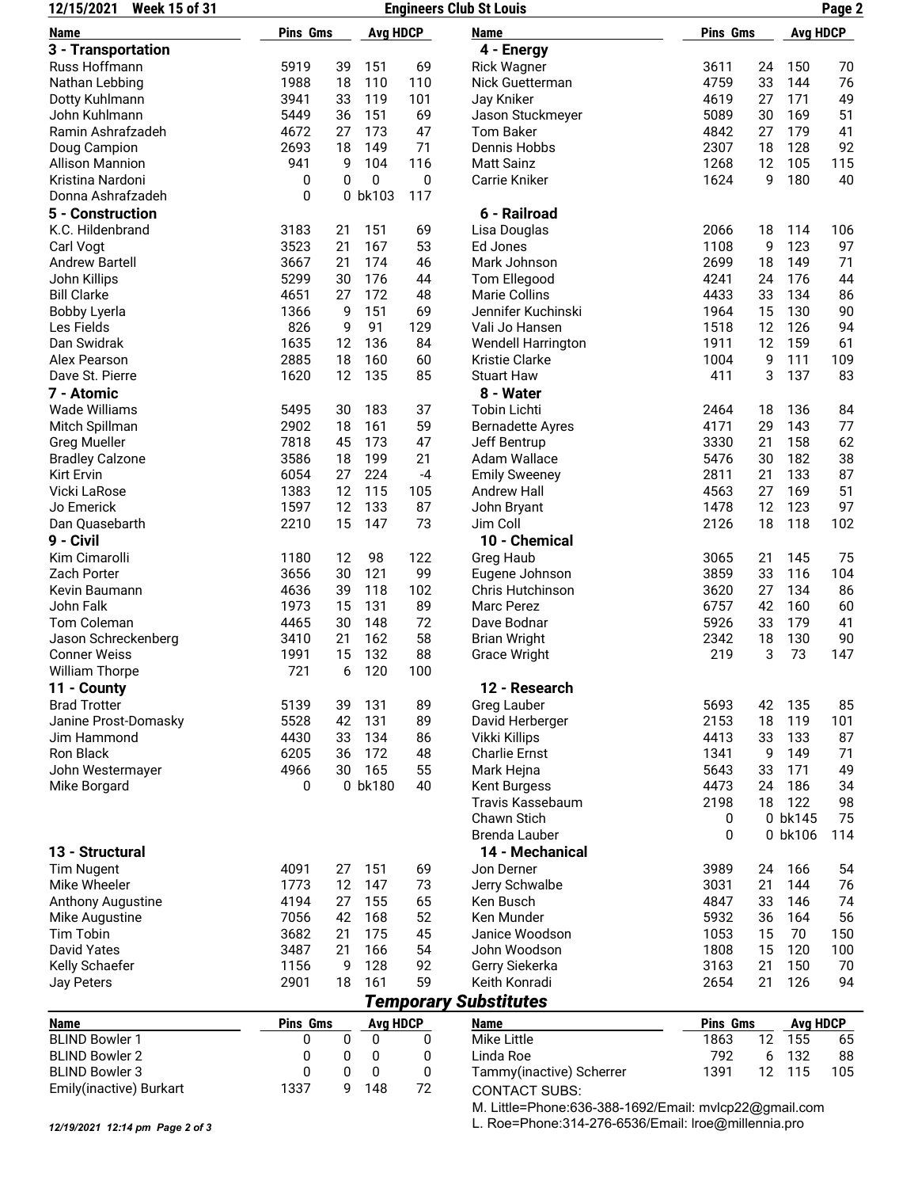## Engineers Club St Louis

12/15/2021 Week 15 of 31

| Name | Pins | Gms | Avg | HDCP | Name | Pins | Gms | Avg | HDCP |
|---|---|---|---|---|---|---|---|---|---|
| **3 - Transportation** | | | | | **4 - Energy** | | | | |
| Russ Hoffmann | 5919 | 39 | 151 | 69 | Rick Wagner | 3611 | 24 | 150 | 70 |
| Nathan Lebbing | 1988 | 18 | 110 | 110 | Nick Guetterman | 4759 | 33 | 144 | 76 |
| Dotty Kuhlmann | 3941 | 33 | 119 | 101 | Jay Kniker | 4619 | 27 | 171 | 49 |
| John Kuhlmann | 5449 | 36 | 151 | 69 | Jason Stuckmeyer | 5089 | 30 | 169 | 51 |
| Ramin Ashrafzadeh | 4672 | 27 | 173 | 47 | Tom Baker | 4842 | 27 | 179 | 41 |
| Doug Campion | 2693 | 18 | 149 | 71 | Dennis Hobbs | 2307 | 18 | 128 | 92 |
| Allison Mannion | 941 | 9 | 104 | 116 | Matt Sainz | 1268 | 12 | 105 | 115 |
| Kristina Nardoni | 0 | 0 | 0 | 0 | Carrie Kniker | 1624 | 9 | 180 | 40 |
| Donna Ashrafzadeh | 0 | 0 | bk103 | 117 | | | | | |
| **5 - Construction** | | | | | **6 - Railroad** | | | | |
| K.C. Hildenbrand | 3183 | 21 | 151 | 69 | Lisa Douglas | 2066 | 18 | 114 | 106 |
| Carl Vogt | 3523 | 21 | 167 | 53 | Ed Jones | 1108 | 9 | 123 | 97 |
| Andrew Bartell | 3667 | 21 | 174 | 46 | Mark Johnson | 2699 | 18 | 149 | 71 |
| John Killips | 5299 | 30 | 176 | 44 | Tom Ellegood | 4241 | 24 | 176 | 44 |
| Bill Clarke | 4651 | 27 | 172 | 48 | Marie Collins | 4433 | 33 | 134 | 86 |
| Bobby Lyerla | 1366 | 9 | 151 | 69 | Jennifer Kuchinski | 1964 | 15 | 130 | 90 |
| Les Fields | 826 | 9 | 91 | 129 | Vali Jo Hansen | 1518 | 12 | 126 | 94 |
| Dan Swidrak | 1635 | 12 | 136 | 84 | Wendell Harrington | 1911 | 12 | 159 | 61 |
| Alex Pearson | 2885 | 18 | 160 | 60 | Kristie Clarke | 1004 | 9 | 111 | 109 |
| Dave St. Pierre | 1620 | 12 | 135 | 85 | Stuart Haw | 411 | 3 | 137 | 83 |
| **7 - Atomic** | | | | | **8 - Water** | | | | |
| Wade Williams | 5495 | 30 | 183 | 37 | Tobin Lichti | 2464 | 18 | 136 | 84 |
| Mitch Spillman | 2902 | 18 | 161 | 59 | Bernadette Ayres | 4171 | 29 | 143 | 77 |
| Greg Mueller | 7818 | 45 | 173 | 47 | Jeff Bentrup | 3330 | 21 | 158 | 62 |
| Bradley Calzone | 3586 | 18 | 199 | 21 | Adam Wallace | 5476 | 30 | 182 | 38 |
| Kirt Ervin | 6054 | 27 | 224 | -4 | Emily Sweeney | 2811 | 21 | 133 | 87 |
| Vicki LaRose | 1383 | 12 | 115 | 105 | Andrew Hall | 4563 | 27 | 169 | 51 |
| Jo Emerick | 1597 | 12 | 133 | 87 | John Bryant | 1478 | 12 | 123 | 97 |
| Dan Quasebarth | 2210 | 15 | 147 | 73 | Jim Coll | 2126 | 18 | 118 | 102 |
| **9 - Civil** | | | | | **10 - Chemical** | | | | |
| Kim Cimarolli | 1180 | 12 | 98 | 122 | Greg Haub | 3065 | 21 | 145 | 75 |
| Zach Porter | 3656 | 30 | 121 | 99 | Eugene Johnson | 3859 | 33 | 116 | 104 |
| Kevin Baumann | 4636 | 39 | 118 | 102 | Chris Hutchinson | 3620 | 27 | 134 | 86 |
| John Falk | 1973 | 15 | 131 | 89 | Marc Perez | 6757 | 42 | 160 | 60 |
| Tom Coleman | 4465 | 30 | 148 | 72 | Dave Bodnar | 5926 | 33 | 179 | 41 |
| Jason Schreckenberg | 3410 | 21 | 162 | 58 | Brian Wright | 2342 | 18 | 130 | 90 |
| Conner Weiss | 1991 | 15 | 132 | 88 | Grace Wright | 219 | 3 | 73 | 147 |
| William Thorpe | 721 | 6 | 120 | 100 | | | | | |
| **11 - County** | | | | | **12 - Research** | | | | |
| Brad Trotter | 5139 | 39 | 131 | 89 | Greg Lauber | 5693 | 42 | 135 | 85 |
| Janine Prost-Domasky | 5528 | 42 | 131 | 89 | David Herberger | 2153 | 18 | 119 | 101 |
| Jim Hammond | 4430 | 33 | 134 | 86 | Vikki Killips | 4413 | 33 | 133 | 87 |
| Ron Black | 6205 | 36 | 172 | 48 | Charlie Ernst | 1341 | 9 | 149 | 71 |
| John Westermayer | 4966 | 30 | 165 | 55 | Mark Hejna | 5643 | 33 | 171 | 49 |
| Mike Borgard | 0 | 0 | bk180 | 40 | Kent Burgess | 4473 | 24 | 186 | 34 |
| | | | | | Travis Kassebaum | 2198 | 18 | 122 | 98 |
| | | | | | Chawn Stich | 0 | 0 | bk145 | 75 |
| | | | | | Brenda Lauber | 0 | 0 | bk106 | 114 |
| **13 - Structural** | | | | | **14 - Mechanical** | | | | |
| Tim Nugent | 4091 | 27 | 151 | 69 | Jon Derner | 3989 | 24 | 166 | 54 |
| Mike Wheeler | 1773 | 12 | 147 | 73 | Jerry Schwalbe | 3031 | 21 | 144 | 76 |
| Anthony Augustine | 4194 | 27 | 155 | 65 | Ken Busch | 4847 | 33 | 146 | 74 |
| Mike Augustine | 7056 | 42 | 168 | 52 | Ken Munder | 5932 | 36 | 164 | 56 |
| Tim Tobin | 3682 | 21 | 175 | 45 | Janice Woodson | 1053 | 15 | 70 | 150 |
| David Yates | 3487 | 21 | 166 | 54 | John Woodson | 1808 | 15 | 120 | 100 |
| Kelly Schaefer | 1156 | 9 | 128 | 92 | Gerry Siekerka | 3163 | 21 | 150 | 70 |
| Jay Peters | 2901 | 18 | 161 | 59 | Keith Konradi | 2654 | 21 | 126 | 94 |

### *Temporary Substitutes*

| Name | Pins | Gms | Avg | HDCP | Name | Pins | Gms | Avg | HDCP |
|---|---|---|---|---|---|---|---|---|---|
| BLIND Bowler 1 | 0 | 0 | 0 | 0 | Mike Little | 1863 | 12 | 155 | 65 |
| BLIND Bowler 2 | 0 | 0 | 0 | 0 | Linda Roe | 792 | 6 | 132 | 88 |
| BLIND Bowler 3 | 0 | 0 | 0 | 0 | Tammy(inactive) Scherrer | 1391 | 12 | 115 | 105 |
| Emily(inactive) Burkart | 1337 | 9 | 148 | 72 | | | | | |

CONTACT SUBS:
M. Little=Phone:636-388-1692/Email: mvlcp22@gmail.com
L. Roe=Phone:314-276-6536/Email: lroe@millennia.pro

*12/19/2021 12:14 pm*